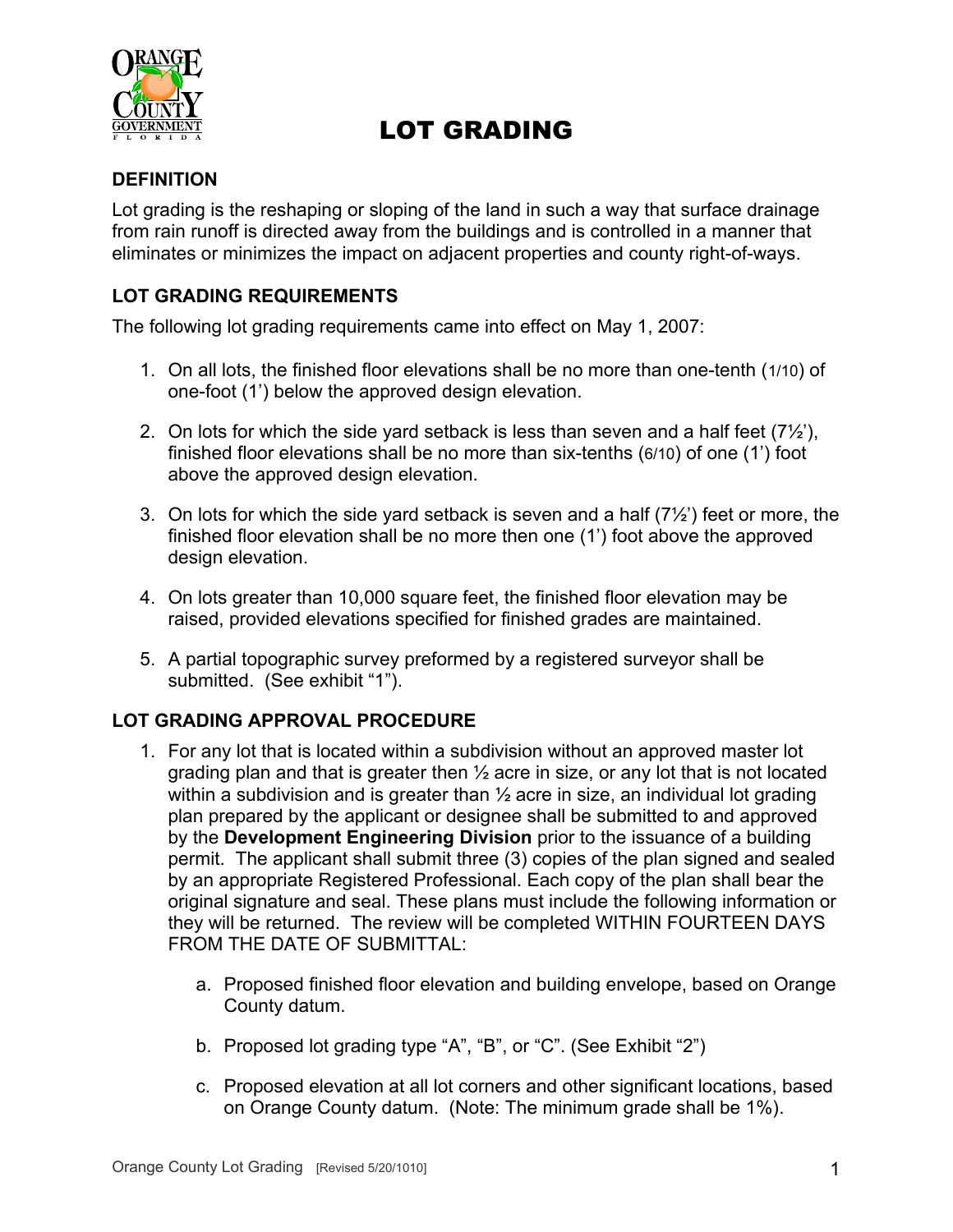# LOT GRADING

## DEFINITION

Lot grading is the reshaping or sloping of the land in such a way that surface drainage from rain runoff is directed away from the buildings and is controlled in a manner that eliminates or minimizes the impact on adjacent properties and county right-of-ways.

## LOT GRADING REQUIREMENTS

The following lot grading requirements came into effect on May 1, 2007:

1. On all lots, the finished floor elevations shall be no more than one-tenth (1/10) of one-foot (1') below the approved design elevation.

2. On lots for which the side yard setback is less than seven and a half feet (7½'), finished floor elevations shall be no more than six-tenths (6/10) of one (1') foot above the approved design elevation.

3. On lots for which the side yard setback is seven and a half (7½') feet or more, the finished floor elevation shall be no more then one (1') foot above the approved design elevation.

4. On lots greater than 10,000 square feet, the finished floor elevation may be raised, provided elevations specified for finished grades are maintained.

5. A partial topographic survey preformed by a registered surveyor shall be submitted. (See exhibit "1").

## LOT GRADING APPROVAL PROCEDURE

1. For any lot that is located within a subdivision without an approved master lot grading plan and that is greater then ½ acre in size, or any lot that is not located within a subdivision and is greater than ½ acre in size, an individual lot grading plan prepared by the applicant or designee shall be submitted to and approved by the **Development Engineering Division** prior to the issuance of a building permit. The applicant shall submit three (3) copies of the plan signed and sealed by an appropriate Registered Professional. Each copy of the plan shall bear the original signature and seal. These plans must include the following information or they will be returned. The review will be completed WITHIN FOURTEEN DAYS FROM THE DATE OF SUBMITTAL:

   a. Proposed finished floor elevation and building envelope, based on Orange County datum.

   b. Proposed lot grading type "A", "B", or "C". (See Exhibit "2")

   c. Proposed elevation at all lot corners and other significant locations, based on Orange County datum. (Note: The minimum grade shall be 1%).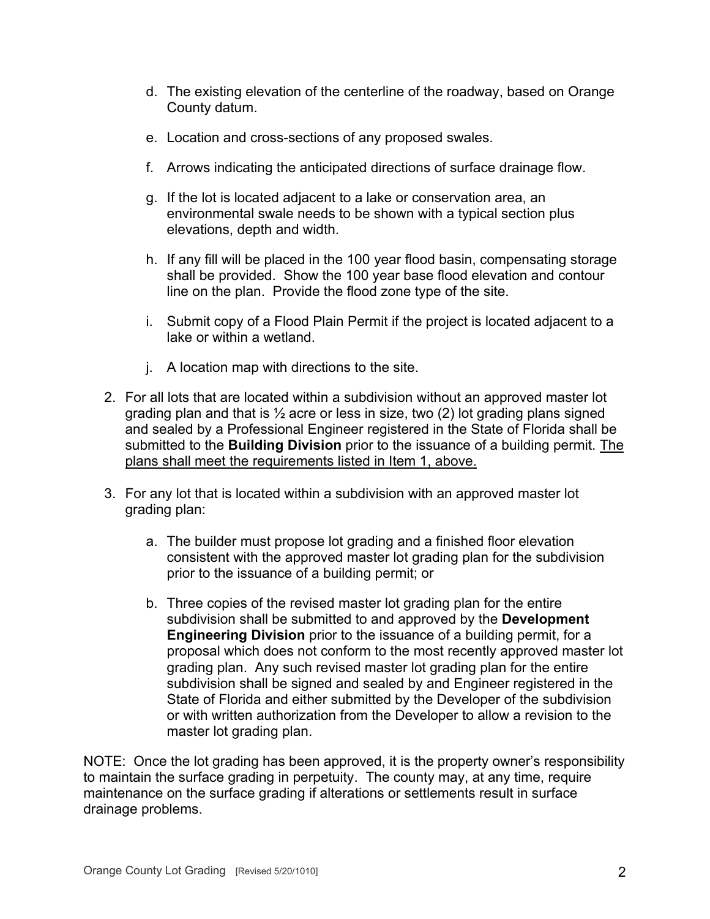d. The existing elevation of the centerline of the roadway, based on Orange County datum.

e. Location and cross-sections of any proposed swales.

f. Arrows indicating the anticipated directions of surface drainage flow.

g. If the lot is located adjacent to a lake or conservation area, an environmental swale needs to be shown with a typical section plus elevations, depth and width.

h. If any fill will be placed in the 100 year flood basin, compensating storage shall be provided. Show the 100 year base flood elevation and contour line on the plan. Provide the flood zone type of the site.

i. Submit copy of a Flood Plain Permit if the project is located adjacent to a lake or within a wetland.

j. A location map with directions to the site.

2. For all lots that are located within a subdivision without an approved master lot grading plan and that is ½ acre or less in size, two (2) lot grading plans signed and sealed by a Professional Engineer registered in the State of Florida shall be submitted to the **Building Division** prior to the issuance of a building permit. <u>The plans shall meet the requirements listed in Item 1, above.</u>

3. For any lot that is located within a subdivision with an approved master lot grading plan:

   a. The builder must propose lot grading and a finished floor elevation consistent with the approved master lot grading plan for the subdivision prior to the issuance of a building permit; or

   b. Three copies of the revised master lot grading plan for the entire subdivision shall be submitted to and approved by the **Development Engineering Division** prior to the issuance of a building permit, for a proposal which does not conform to the most recently approved master lot grading plan. Any such revised master lot grading plan for the entire subdivision shall be signed and sealed by and Engineer registered in the State of Florida and either submitted by the Developer of the subdivision or with written authorization from the Developer to allow a revision to the master lot grading plan.

NOTE: Once the lot grading has been approved, it is the property owner's responsibility to maintain the surface grading in perpetuity. The county may, at any time, require maintenance on the surface grading if alterations or settlements result in surface drainage problems.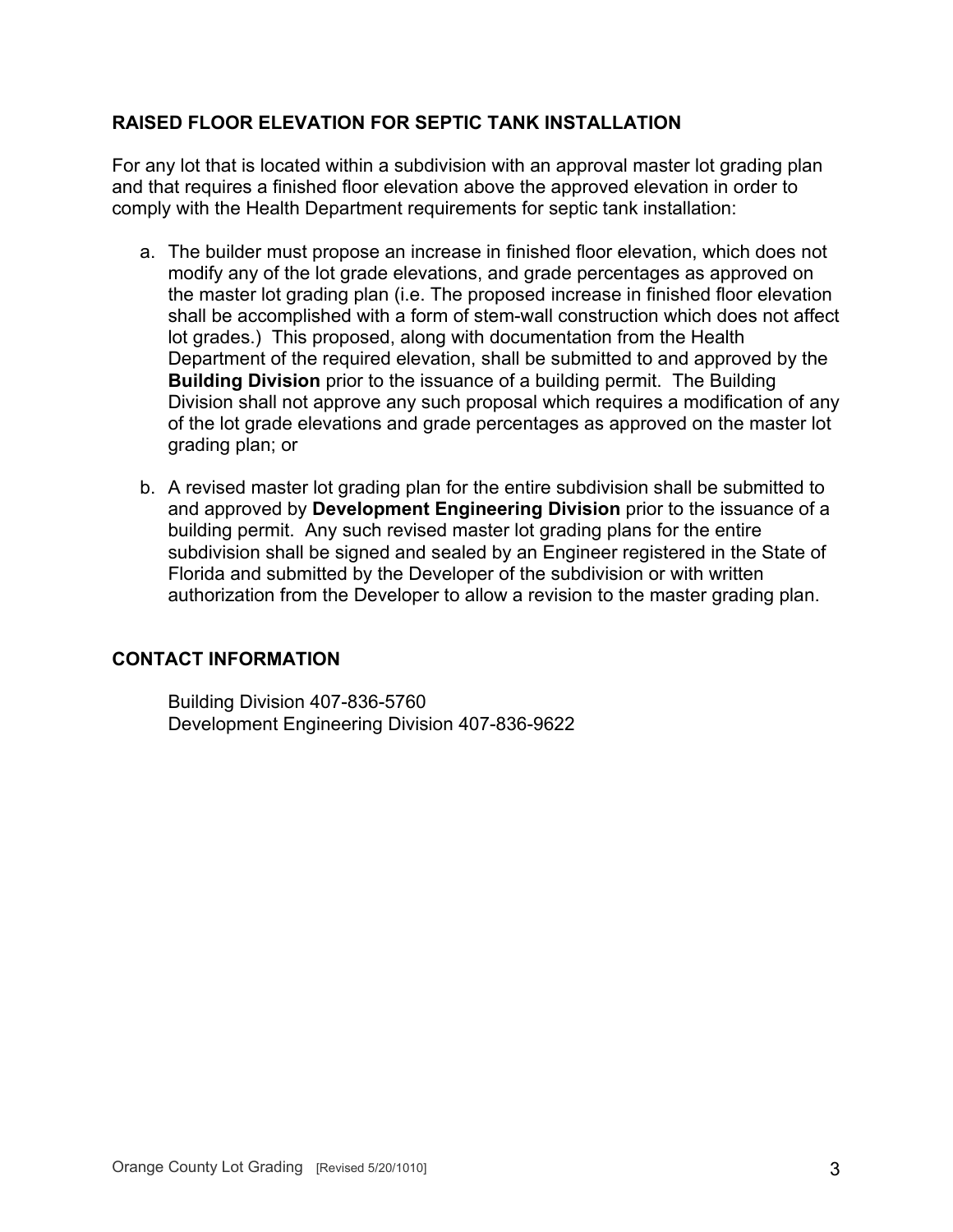## RAISED FLOOR ELEVATION FOR SEPTIC TANK INSTALLATION

For any lot that is located within a subdivision with an approval master lot grading plan and that requires a finished floor elevation above the approved elevation in order to comply with the Health Department requirements for septic tank installation:

a. The builder must propose an increase in finished floor elevation, which does not modify any of the lot grade elevations, and grade percentages as approved on the master lot grading plan (i.e. The proposed increase in finished floor elevation shall be accomplished with a form of stem-wall construction which does not affect lot grades.) This proposed, along with documentation from the Health Department of the required elevation, shall be submitted to and approved by the **Building Division** prior to the issuance of a building permit. The Building Division shall not approve any such proposal which requires a modification of any of the lot grade elevations and grade percentages as approved on the master lot grading plan; or

b. A revised master lot grading plan for the entire subdivision shall be submitted to and approved by **Development Engineering Division** prior to the issuance of a building permit. Any such revised master lot grading plans for the entire subdivision shall be signed and sealed by an Engineer registered in the State of Florida and submitted by the Developer of the subdivision or with written authorization from the Developer to allow a revision to the master grading plan.

## CONTACT INFORMATION

Building Division 407-836-5760
Development Engineering Division 407-836-9622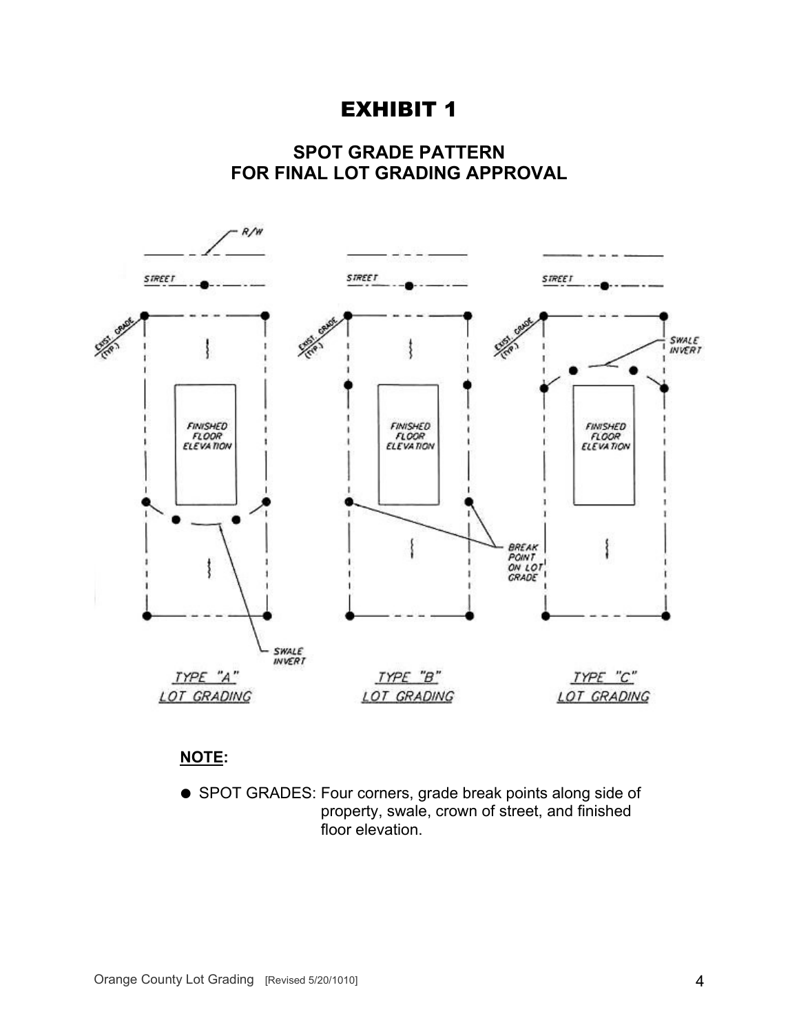# EXHIBIT 1

## SPOT GRADE PATTERN FOR FINAL LOT GRADING APPROVAL

**NOTE:**

● SPOT GRADES: Four corners, grade break points along side of property, swale, crown of street, and finished floor elevation.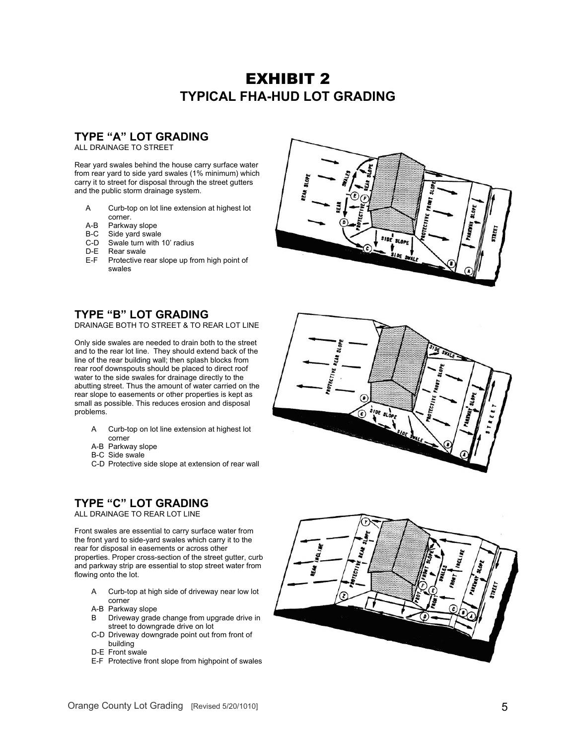# EXHIBIT 2
## TYPICAL FHA-HUD LOT GRADING

### TYPE "A" LOT GRADING
ALL DRAINAGE TO STREET

Rear yard swales behind the house carry surface water from rear yard to side yard swales (1% minimum) which carry it to street for disposal through the street gutters and the public storm drainage system.

- A Curb-top on lot line extension at highest lot corner.
- A-B Parkway slope
- B-C Side yard swale
- C-D Swale turn with 10' radius
- D-E Rear swale
- E-F Protective rear slope up from high point of swales

### TYPE "B" LOT GRADING
DRAINAGE BOTH TO STREET & TO REAR LOT LINE

Only side swales are needed to drain both to the street and to the rear lot line. They should extend back of the line of the rear building wall; then splash blocks from rear roof downspouts should be placed to direct roof water to the side swales for drainage directly to the abutting street. Thus the amount of water carried on the rear slope to easements or other properties is kept as small as possible. This reduces erosion and disposal problems.

- A Curb-top on lot line extension at highest lot corner
- A-B Parkway slope
- B-C Side swale
- C-D Protective side slope at extension of rear wall

### TYPE "C" LOT GRADING
ALL DRAINAGE TO REAR LOT LINE

Front swales are essential to carry surface water from the front yard to side-yard swales which carry it to the rear for disposal in easements or across other properties. Proper cross-section of the street gutter, curb and parkway strip are essential to stop street water from flowing onto the lot.

- A Curb-top at high side of driveway near low lot corner
- A-B Parkway slope
- B Driveway grade change from upgrade drive in street to downgrade drive on lot
- C-D Driveway downgrade point out from front of building
- D-E Front swale
- E-F Protective front slope from highpoint of swales